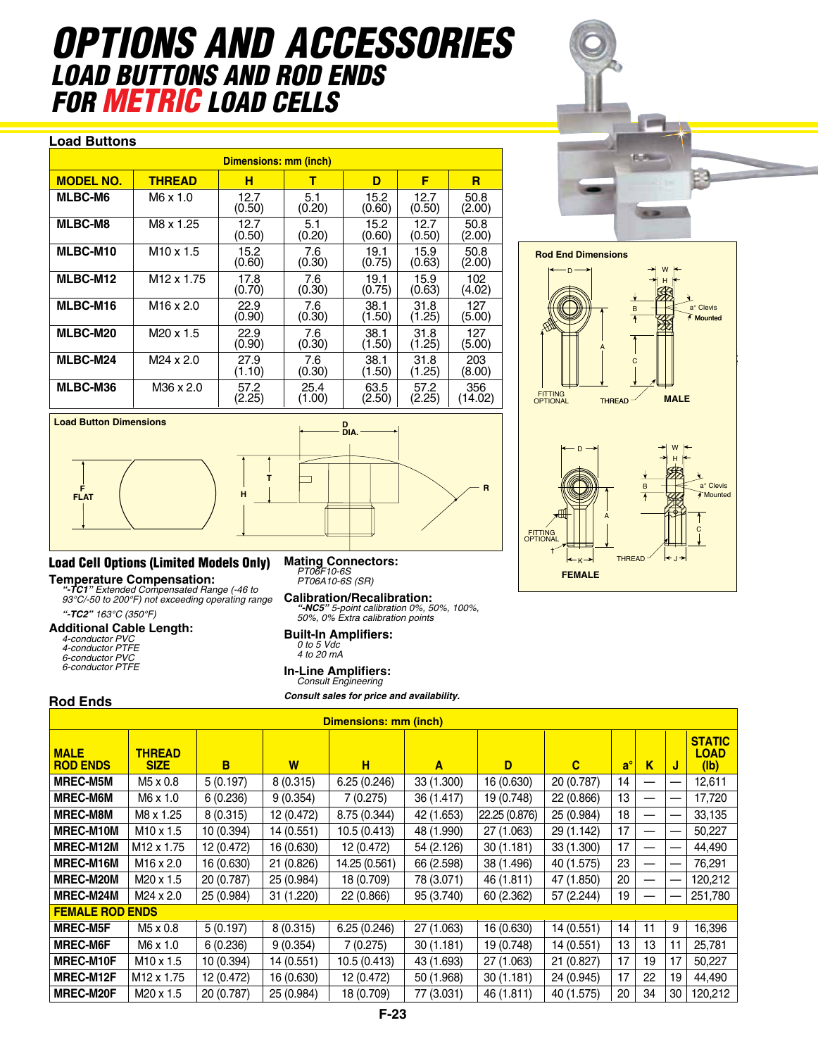# OPTIONS AND ACCESSORIES
## LOAD BUTTONS AND ROD ENDS
## FOR METRIC LOAD CELLS

### Load Buttons

| MODEL NO. | THREAD | H | T | D | F | R |
|---|---|---|---|---|---|---|
| | | Dimensions: mm (inch) | | | | |
| MLBC-M6 | M6 x 1.0 | 12.7 (0.50) | 5.1 (0.20) | 15.2 (0.60) | 12.7 (0.50) | 50.8 (2.00) |
| MLBC-M8 | M8 x 1.25 | 12.7 (0.50) | 5.1 (0.20) | 15.2 (0.60) | 12.7 (0.50) | 50.8 (2.00) |
| MLBC-M10 | M10 x 1.5 | 15.2 (0.60) | 7.6 (0.30) | 19.1 (0.75) | 15.9 (0.63) | 50.8 (2.00) |
| MLBC-M12 | M12 x 1.75 | 17.8 (0.70) | 7.6 (0.30) | 19.1 (0.75) | 15.9 (0.63) | 102 (4.02) |
| MLBC-M16 | M16 x 2.0 | 22.9 (0.90) | 7.6 (0.30) | 38.1 (1.50) | 31.8 (1.25) | 127 (5.00) |
| MLBC-M20 | M20 x 1.5 | 22.9 (0.90) | 7.6 (0.30) | 38.1 (1.50) | 31.8 (1.25) | 127 (5.00) |
| MLBC-M24 | M24 x 2.0 | 27.9 (1.10) | 7.6 (0.30) | 38.1 (1.50) | 31.8 (1.25) | 203 (8.00) |
| MLBC-M36 | M36 x 2.0 | 57.2 (2.25) | 25.4 (1.00) | 63.5 (2.50) | 57.2 (2.25) | 356 (14.02) |

**Load Button Dimensions**

F FLAT, H, T, D DIA., R

**Rod End Dimensions**

D, W, H, B, a° Clevis Mounted, A, C, FITTING OPTIONAL, THREAD, **MALE**

D, W, H, B, a° Clevis Mounted, A, C, FITTING OPTIONAL, T, K, THREAD, J, **FEMALE**

### Load Cell Options (Limited Models Only)

**Temperature Compensation:**
*"-TC1" Extended Compensated Range (-46 to 93°C/-50 to 200°F) not exceeding operating range*
*"-TC2" 163°C (350°F)*

**Additional Cable Length:**
*4-conductor PVC*
*4-conductor PTFE*
*6-conductor PVC*
*6-conductor PTFE*

**Mating Connectors:**
*PT06F10-6S*
*PT06A10-6S (SR)*

**Calibration/Recalibration:**
*"-NC5" 5-point calibration 0%, 50%, 100%, 50%, 0% Extra calibration points*

**Built-In Amplifiers:**
*0 to 5 Vdc*
*4 to 20 mA*

**In-Line Amplifiers:**
*Consult Engineering*

***Consult sales for price and availability.***

### Rod Ends

| MALE ROD ENDS | THREAD SIZE | B | W | H | A | D | C | a° | K | J | STATIC LOAD (lb) |
|---|---|---|---|---|---|---|---|---|---|---|---|
| | | Dimensions: mm (inch) | | | | | | | | | |
| MREC-M5M | M5 x 0.8 | 5 (0.197) | 8 (0.315) | 6.25 (0.246) | 33 (1.300) | 16 (0.630) | 20 (0.787) | 14 | — | — | 12,611 |
| MREC-M6M | M6 x 1.0 | 6 (0.236) | 9 (0.354) | 7 (0.275) | 36 (1.417) | 19 (0.748) | 22 (0.866) | 13 | — | — | 17,720 |
| MREC-M8M | M8 x 1.25 | 8 (0.315) | 12 (0.472) | 8.75 (0.344) | 42 (1.653) | 22.25 (0.876) | 25 (0.984) | 18 | — | — | 33,135 |
| MREC-M10M | M10 x 1.5 | 10 (0.394) | 14 (0.551) | 10.5 (0.413) | 48 (1.990) | 27 (1.063) | 29 (1.142) | 17 | — | — | 50,227 |
| MREC-M12M | M12 x 1.75 | 12 (0.472) | 16 (0.630) | 12 (0.472) | 54 (2.126) | 30 (1.181) | 33 (1.300) | 17 | — | — | 44,490 |
| MREC-M16M | M16 x 2.0 | 16 (0.630) | 21 (0.826) | 14.25 (0.561) | 66 (2.598) | 38 (1.496) | 40 (1.575) | 23 | — | — | 76,291 |
| MREC-M20M | M20 x 1.5 | 20 (0.787) | 25 (0.984) | 18 (0.709) | 78 (3.071) | 46 (1.811) | 47 (1.850) | 20 | — | — | 120,212 |
| MREC-M24M | M24 x 2.0 | 25 (0.984) | 31 (1.220) | 22 (0.866) | 95 (3.740) | 60 (2.362) | 57 (2.244) | 19 | — | — | 251,780 |
| **FEMALE ROD ENDS** | | | | | | | | | | | |
| MREC-M5F | M5 x 0.8 | 5 (0.197) | 8 (0.315) | 6.25 (0.246) | 27 (1.063) | 16 (0.630) | 14 (0.551) | 14 | 11 | 9 | 16,396 |
| MREC-M6F | M6 x 1.0 | 6 (0.236) | 9 (0.354) | 7 (0.275) | 30 (1.181) | 19 (0.748) | 14 (0.551) | 13 | 13 | 11 | 25,781 |
| MREC-M10F | M10 x 1.5 | 10 (0.394) | 14 (0.551) | 10.5 (0.413) | 43 (1.693) | 27 (1.063) | 21 (0.827) | 17 | 19 | 17 | 50,227 |
| MREC-M12F | M12 x 1.75 | 12 (0.472) | 16 (0.630) | 12 (0.472) | 50 (1.968) | 30 (1.181) | 24 (0.945) | 17 | 22 | 19 | 44,490 |
| MREC-M20F | M20 x 1.5 | 20 (0.787) | 25 (0.984) | 18 (0.709) | 77 (3.031) | 46 (1.811) | 40 (1.575) | 20 | 34 | 30 | 120,212 |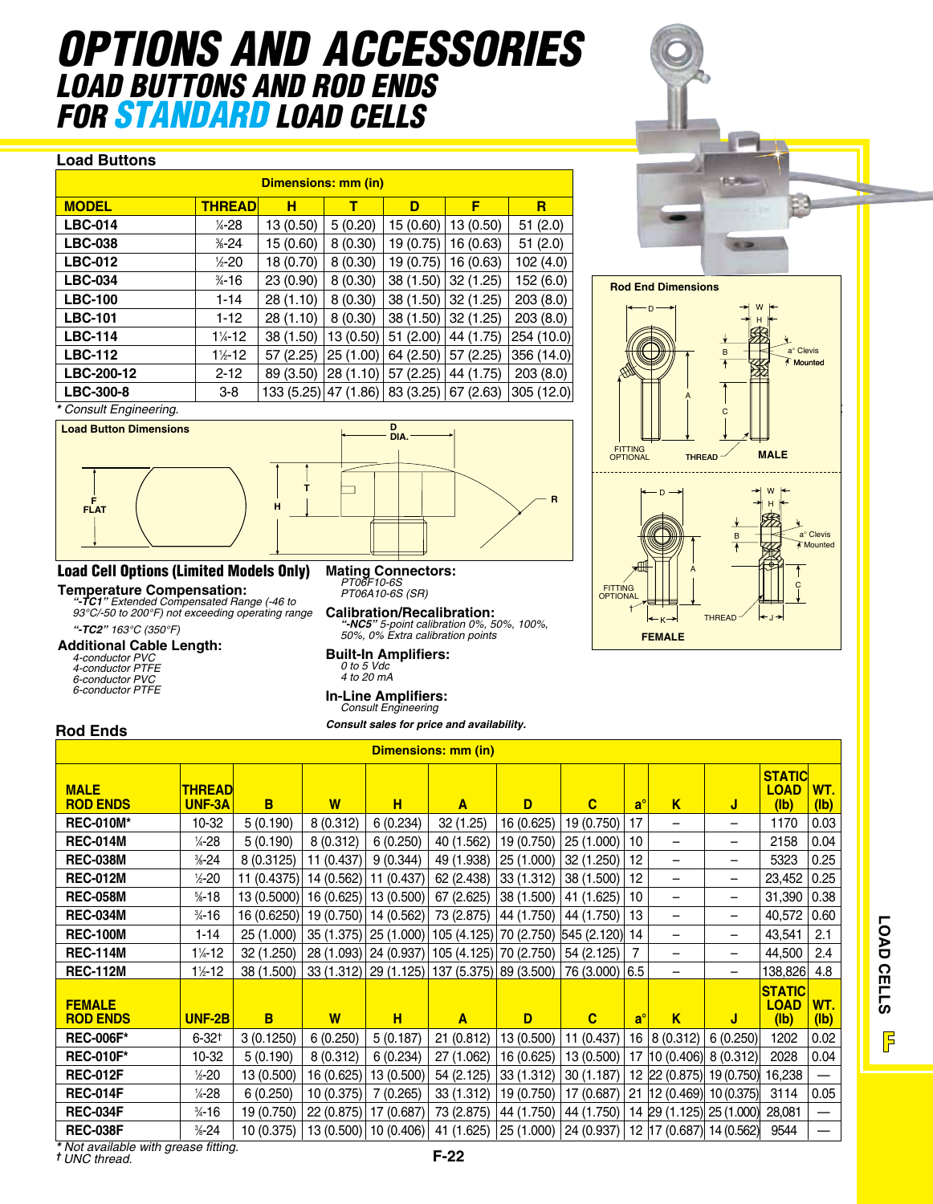# OPTIONS AND ACCESSORIES
## LOAD BUTTONS AND ROD ENDS FOR STANDARD LOAD CELLS

### Load Buttons

| | | Dimensions: mm (in) | | | | |
|---|---|---|---|---|---|---|
| **MODEL** | **THREAD** | **H** | **T** | **D** | **F** | **R** |
| **LBC-014** | ¼-28 | 13 (0.50) | 5 (0.20) | 15 (0.60) | 13 (0.50) | 51 (2.0) |
| **LBC-038** | ⅜-24 | 15 (0.60) | 8 (0.30) | 19 (0.75) | 16 (0.63) | 51 (2.0) |
| **LBC-012** | ½-20 | 18 (0.70) | 8 (0.30) | 19 (0.75) | 16 (0.63) | 102 (4.0) |
| **LBC-034** | ¾-16 | 23 (0.90) | 8 (0.30) | 38 (1.50) | 32 (1.25) | 152 (6.0) |
| **LBC-100** | 1-14 | 28 (1.10) | 8 (0.30) | 38 (1.50) | 32 (1.25) | 203 (8.0) |
| **LBC-101** | 1-12 | 28 (1.10) | 8 (0.30) | 38 (1.50) | 32 (1.25) | 203 (8.0) |
| **LBC-114** | 1¼-12 | 38 (1.50) | 13 (0.50) | 51 (2.00) | 44 (1.75) | 254 (10.0) |
| **LBC-112** | 1½-12 | 57 (2.25) | 25 (1.00) | 64 (2.50) | 57 (2.25) | 356 (14.0) |
| **LBC-200-12** | 2-12 | 89 (3.50) | 28 (1.10) | 57 (2.25) | 44 (1.75) | 203 (8.0) |
| **LBC-300-8** | 3-8 | 133 (5.25) | 47 (1.86) | 83 (3.25) | 67 (2.63) | 305 (12.0) |

*\* Consult Engineering.*

**Load Button Dimensions**

F FLAT
H
T
D DIA.
R

**Rod End Dimensions**

D
W
H
B
a° Clevis Mounted
A
C
FITTING OPTIONAL
THREAD
MALE

D
W
H
B
a° Clevis Mounted
A
C
FITTING OPTIONAL
K
THREAD
J
FEMALE

### Load Cell Options (Limited Models Only)

**Temperature Compensation:**
*"-TC1" Extended Compensated Range (-46 to 93°C/-50 to 200°F) not exceeding operating range*
*"-TC2" 163°C (350°F)*

**Additional Cable Length:**
*4-conductor PVC*
*4-conductor PTFE*
*6-conductor PVC*
*6-conductor PTFE*

**Mating Connectors:**
*PT06F10-6S*
*PT06A10-6S (SR)*

**Calibration/Recalibration:**
*"-NC5" 5-point calibration 0%, 50%, 100%, 50%, 0% Extra calibration points*

**Built-In Amplifiers:**
*0 to 5 Vdc*
*4 to 20 mA*

**In-Line Amplifiers:**
*Consult Engineering*

***Consult sales for price and availability.***

### Rod Ends

| | | | | Dimensions: mm (in) | | | | | | | |
|---|---|---|---|---|---|---|---|---|---|---|---|
| **MALE ROD ENDS** | **THREAD UNF-3A** | **B** | **W** | **H** | **A** | **D** | **C** | **a°** | **K** | **J** | **STATIC LOAD (lb)** | **WT. (lb)** |
| **REC-010M\*** | 10-32 | 5 (0.190) | 8 (0.312) | 6 (0.234) | 32 (1.25) | 16 (0.625) | 19 (0.750) | 17 | – | – | 1170 | 0.03 |
| **REC-014M** | ¼-28 | 5 (0.190) | 8 (0.312) | 6 (0.250) | 40 (1.562) | 19 (0.750) | 25 (1.000) | 10 | – | – | 2158 | 0.04 |
| **REC-038M** | ⅜-24 | 8 (0.3125) | 11 (0.437) | 9 (0.344) | 49 (1.938) | 25 (1.000) | 32 (1.250) | 12 | – | – | 5323 | 0.25 |
| **REC-012M** | ½-20 | 11 (0.4375) | 14 (0.562) | 11 (0.437) | 62 (2.438) | 33 (1.312) | 38 (1.500) | 12 | – | – | 23,452 | 0.25 |
| **REC-058M** | ⅝-18 | 13 (0.5000) | 16 (0.625) | 13 (0.500) | 67 (2.625) | 38 (1.500) | 41 (1.625) | 10 | – | – | 31,390 | 0.38 |
| **REC-034M** | ¾-16 | 16 (0.6250) | 19 (0.750) | 14 (0.562) | 73 (2.875) | 44 (1.750) | 44 (1.750) | 13 | – | – | 40,572 | 0.60 |
| **REC-100M** | 1-14 | 25 (1.000) | 35 (1.375) | 25 (1.000) | 105 (4.125) | 70 (2.750) | 545 (2.120) | 14 | – | – | 43,541 | 2.1 |
| **REC-114M** | 1¼-12 | 32 (1.250) | 28 (1.093) | 24 (0.937) | 105 (4.125) | 70 (2.750) | 54 (2.125) | 7 | – | – | 44,500 | 2.4 |
| **REC-112M** | 1½-12 | 38 (1.500) | 33 (1.312) | 29 (1.125) | 137 (5.375) | 89 (3.500) | 76 (3.000) | 6.5 | – | – | 138,826 | 4.8 |
| **FEMALE ROD ENDS** | **UNF-2B** | **B** | **W** | **H** | **A** | **D** | **C** | **a°** | **K** | **J** | **STATIC LOAD (lb)** | **WT. (lb)** |
| **REC-006F\*** | 6-32† | 3 (0.1250) | 6 (0.250) | 5 (0.187) | 21 (0.812) | 13 (0.500) | 11 (0.437) | 16 | 8 (0.312) | 6 (0.250) | 1202 | 0.02 |
| **REC-010F\*** | 10-32 | 5 (0.190) | 8 (0.312) | 6 (0.234) | 27 (1.062) | 16 (0.625) | 13 (0.500) | 17 | 10 (0.406) | 8 (0.312) | 2028 | 0.04 |
| **REC-012F** | ½-20 | 13 (0.500) | 16 (0.625) | 13 (0.500) | 54 (2.125) | 33 (1.312) | 30 (1.187) | 12 | 22 (0.875) | 19 (0.750) | 16,238 | — |
| **REC-014F** | ¼-28 | 6 (0.250) | 10 (0.375) | 7 (0.265) | 33 (1.312) | 19 (0.750) | 17 (0.687) | 21 | 12 (0.469) | 10 (0.375) | 3114 | 0.05 |
| **REC-034F** | ¾-16 | 19 (0.750) | 22 (0.875) | 17 (0.687) | 73 (2.875) | 44 (1.750) | 44 (1.750) | 14 | 29 (1.125) | 25 (1.000) | 28,081 | — |
| **REC-038F** | ⅜-24 | 10 (0.375) | 13 (0.500) | 10 (0.406) | 41 (1.625) | 25 (1.000) | 24 (0.937) | 12 | 17 (0.687) | 14 (0.562) | 9544 | — |

*\* Not available with grease fitting.*
*† UNC thread.*